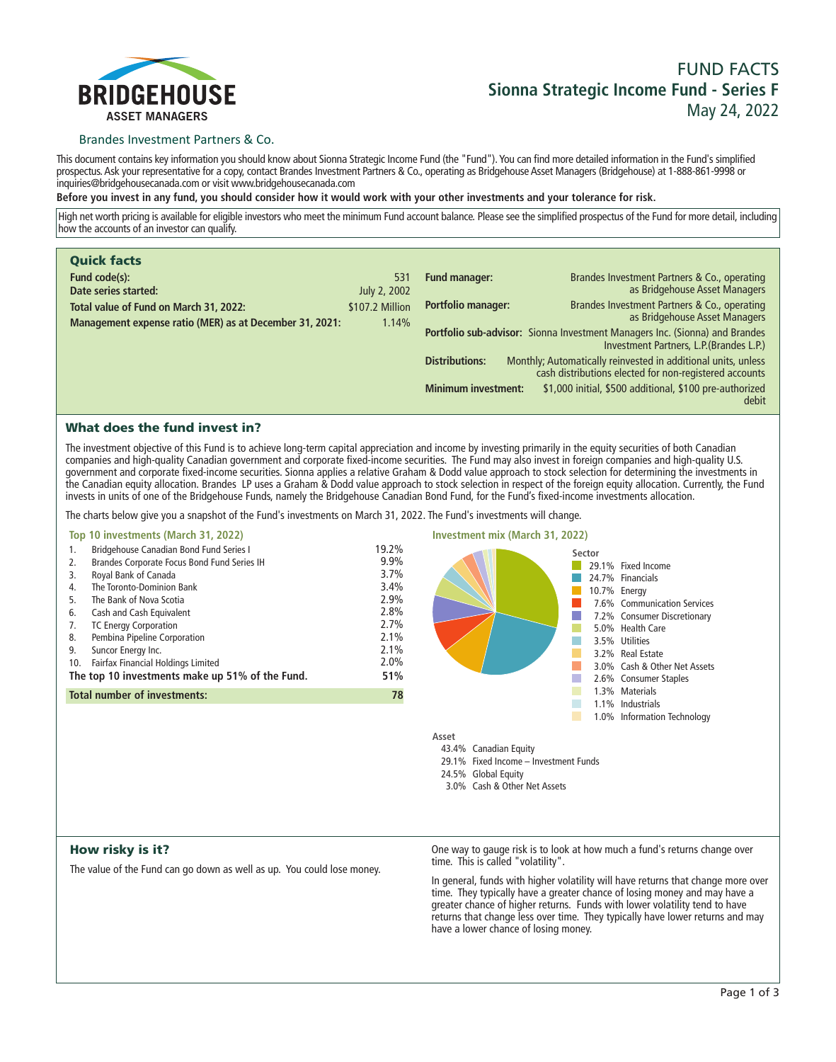# FUND FACTS

## Sionna Strategic Income Fund - Series F

May 24, 2022

**BRIDGEHOUSE** ASSET MANAGERS

Brandes Investment Partners & Co.

This document contains key information you should know about Sionna Strategic Income Fund (the "Fund"). You can find more detailed information in the Fund's simplified prospectus. Ask your representative for a copy, contact Brandes Investment Partners & Co., operating as Bridgehouse Asset Managers (Bridgehouse) at 1-888-861-9998 or inquiries@bridgehousecanada.com or visit www.bridgehousecanada.com

**Before you invest in any fund, you should consider how it would work with your other investments and your tolerance for risk.**

High net worth pricing is available for eligible investors who meet the minimum Fund account balance. Please see the simplified prospectus of the Fund for more detail, including how the accounts of an investor can qualify.

## Quick facts

| | |
|---|---|
| **Fund code(s):** | 531 |
| **Date series started:** | July 2, 2002 |
| **Total value of Fund on March 31, 2022:** | $107.2 Million |
| **Management expense ratio (MER) as at December 31, 2021:** | 1.14% |

| | |
|---|---|
| **Fund manager:** | Brandes Investment Partners & Co., operating as Bridgehouse Asset Managers |
| **Portfolio manager:** | Brandes Investment Partners & Co., operating as Bridgehouse Asset Managers |
| **Portfolio sub-advisor:** | Sionna Investment Managers Inc. (Sionna) and Brandes Investment Partners, L.P.(Brandes L.P.) |
| **Distributions:** | Monthly; Automatically reinvested in additional units, unless cash distributions elected for non-registered accounts |
| **Minimum investment:** | $1,000 initial, $500 additional, $100 pre-authorized debit |

## What does the fund invest in?

The investment objective of this Fund is to achieve long-term capital appreciation and income by investing primarily in the equity securities of both Canadian companies and high-quality Canadian government and corporate fixed-income securities. The Fund may also invest in foreign companies and high-quality U.S. government and corporate fixed-income securities. Sionna applies a relative Graham & Dodd value approach to stock selection for determining the investments in the Canadian equity allocation. Brandes LP uses a Graham & Dodd value approach to stock selection in respect of the foreign equity allocation. Currently, the Fund invests in units of one of the Bridgehouse Funds, namely the Bridgehouse Canadian Bond Fund, for the Fund's fixed-income investments allocation.

The charts below give you a snapshot of the Fund's investments on March 31, 2022. The Fund's investments will change.

### Top 10 investments (March 31, 2022)

| | | |
|---|---|---|
| 1. | Bridgehouse Canadian Bond Fund Series I | 19.2% |
| 2. | Brandes Corporate Focus Bond Fund Series IH | 9.9% |
| 3. | Royal Bank of Canada | 3.7% |
| 4. | The Toronto-Dominion Bank | 3.4% |
| 5. | The Bank of Nova Scotia | 2.9% |
| 6. | Cash and Cash Equivalent | 2.8% |
| 7. | TC Energy Corporation | 2.7% |
| 8. | Pembina Pipeline Corporation | 2.1% |
| 9. | Suncor Energy Inc. | 2.1% |
| 10. | Fairfax Financial Holdings Limited | 2.0% |
| | **The top 10 investments make up 51% of the Fund.** | **51%** |
| | **Total number of investments:** | **78** |

### Investment mix (March 31, 2022)

**Sector**

| | |
|---|---|
| 29.1% | Fixed Income |
| 24.7% | Financials |
| 10.7% | Energy |
| 7.6% | Communication Services |
| 7.2% | Consumer Discretionary |
| 5.0% | Health Care |
| 3.5% | Utilities |
| 3.2% | Real Estate |
| 3.0% | Cash & Other Net Assets |
| 2.6% | Consumer Staples |
| 1.3% | Materials |
| 1.1% | Industrials |
| 1.0% | Information Technology |

**Asset**

| | |
|---|---|
| 43.4% | Canadian Equity |
| 29.1% | Fixed Income – Investment Funds |
| 24.5% | Global Equity |
| 3.0% | Cash & Other Net Assets |

## How risky is it?

The value of the Fund can go down as well as up. You could lose money.

One way to gauge risk is to look at how much a fund's returns change over time. This is called "volatility".

In general, funds with higher volatility will have returns that change more over time. They typically have a greater chance of losing money and may have a greater chance of higher returns. Funds with lower volatility tend to have returns that change less over time. They typically have lower returns and may have a lower chance of losing money.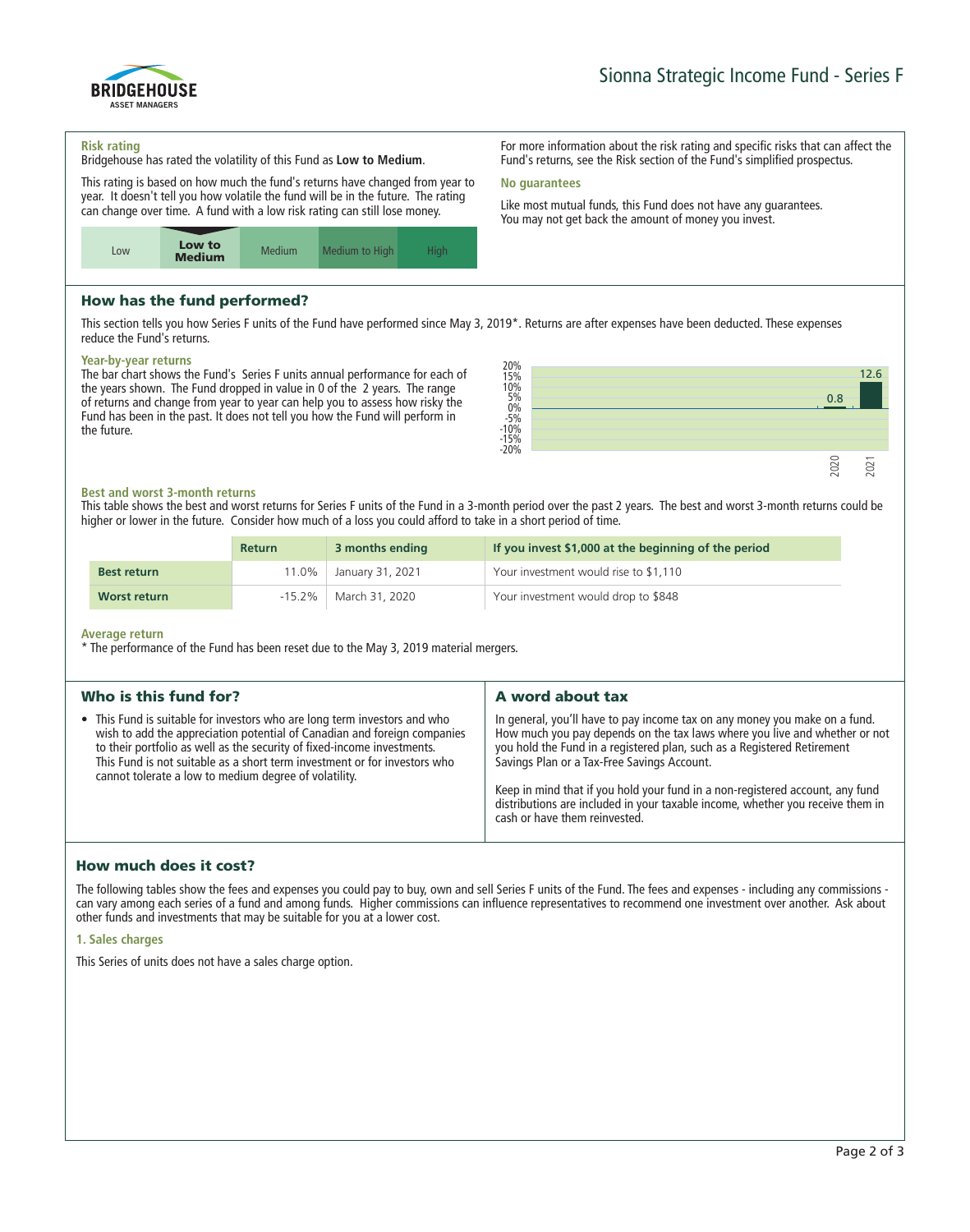Sionna Strategic Income Fund - Series F

**Risk rating**

Bridgehouse has rated the volatility of this Fund as **Low to Medium**.

This rating is based on how much the fund's returns have changed from year to year. It doesn't tell you how volatile the fund will be in the future. The rating can change over time. A fund with a low risk rating can still lose money.

| Low | **Low to Medium** | Medium | Medium to High | High |
|---|---|---|---|---|

For more information about the risk rating and specific risks that can affect the Fund's returns, see the Risk section of the Fund's simplified prospectus.

**No guarantees**

Like most mutual funds, this Fund does not have any guarantees. You may not get back the amount of money you invest.

## How has the fund performed?

This section tells you how Series F units of the Fund have performed since May 3, 2019*. Returns are after expenses have been deducted. These expenses reduce the Fund's returns.

**Year-by-year returns**

The bar chart shows the Fund's Series F units annual performance for each of the years shown. The Fund dropped in value in 0 of the 2 years. The range of returns and change from year to year can help you to assess how risky the Fund has been in the past. It does not tell you how the Fund will perform in the future.

| Year | 2020 | 2021 |
|---|---|---|
| Return (%) | 0.8 | 12.6 |

**Best and worst 3-month returns**

This table shows the best and worst returns for Series F units of the Fund in a 3-month period over the past 2 years. The best and worst 3-month returns could be higher or lower in the future. Consider how much of a loss you could afford to take in a short period of time.

| | Return | 3 months ending | If you invest $1,000 at the beginning of the period |
|---|---|---|---|
| **Best return** | 11.0% | January 31, 2021 | Your investment would rise to $1,110 |
| **Worst return** | -15.2% | March 31, 2020 | Your investment would drop to $848 |

**Average return**

* The performance of the Fund has been reset due to the May 3, 2019 material mergers.

## Who is this fund for?

- This Fund is suitable for investors who are long term investors and who wish to add the appreciation potential of Canadian and foreign companies to their portfolio as well as the security of fixed-income investments. This Fund is not suitable as a short term investment or for investors who cannot tolerate a low to medium degree of volatility.

## A word about tax

In general, you'll have to pay income tax on any money you make on a fund. How much you pay depends on the tax laws where you live and whether or not you hold the Fund in a registered plan, such as a Registered Retirement Savings Plan or a Tax-Free Savings Account.

Keep in mind that if you hold your fund in a non-registered account, any fund distributions are included in your taxable income, whether you receive them in cash or have them reinvested.

## How much does it cost?

The following tables show the fees and expenses you could pay to buy, own and sell Series F units of the Fund. The fees and expenses - including any commissions - can vary among each series of a fund and among funds. Higher commissions can influence representatives to recommend one investment over another. Ask about other funds and investments that may be suitable for you at a lower cost.

**1. Sales charges**

This Series of units does not have a sales charge option.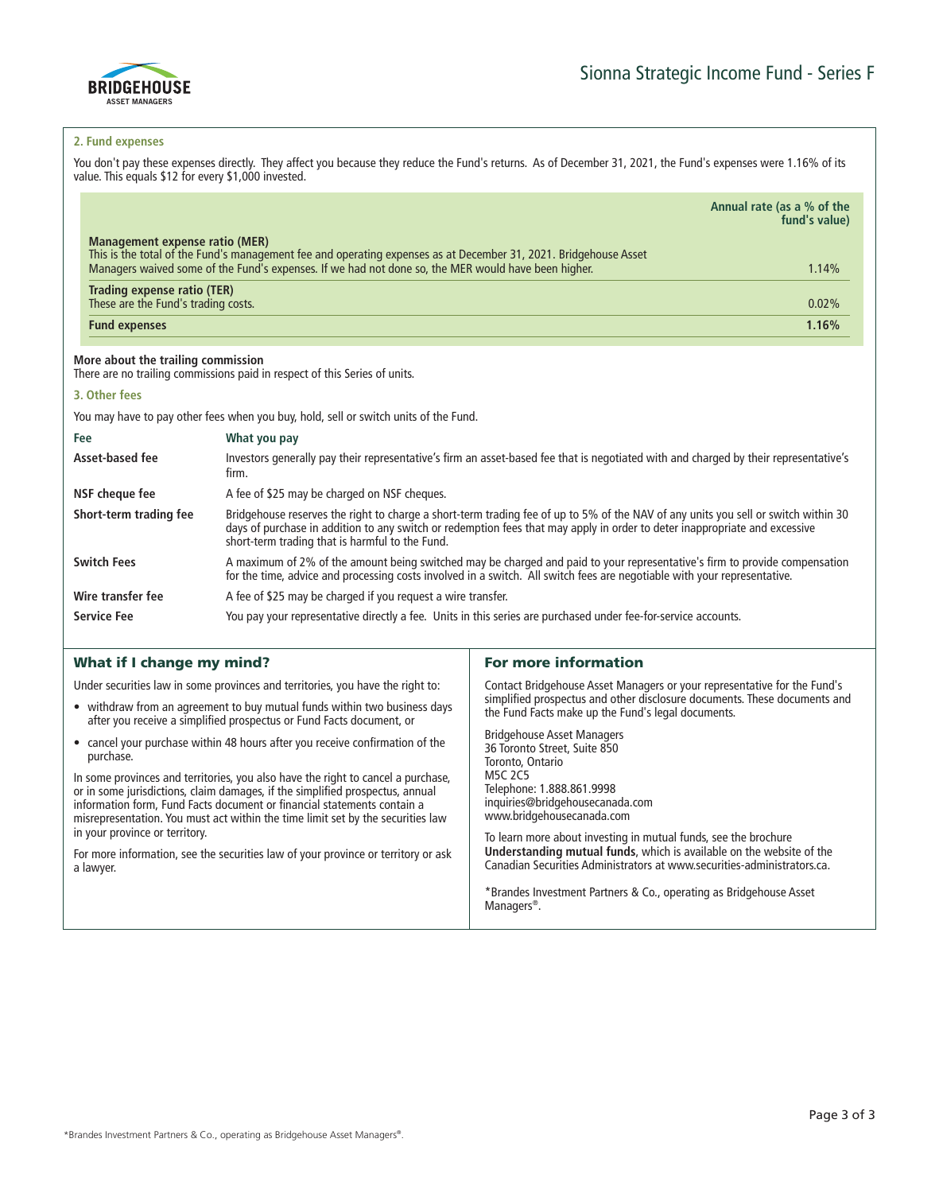BRIDGEHOUSE
ASSET MANAGERS

# Sionna Strategic Income Fund - Series F

## 2. Fund expenses

You don't pay these expenses directly. They affect you because they reduce the Fund's returns. As of December 31, 2021, the Fund's expenses were 1.16% of its value. This equals $12 for every $1,000 invested.

| | Annual rate (as a % of the fund's value) |
|---|---|
| **Management expense ratio (MER)**<br>This is the total of the Fund's management fee and operating expenses as at December 31, 2021. Bridgehouse Asset Managers waived some of the Fund's expenses. If we had not done so, the MER would have been higher. | 1.14% |
| **Trading expense ratio (TER)**<br>These are the Fund's trading costs. | 0.02% |
| **Fund expenses** | **1.16%** |

### More about the trailing commission

There are no trailing commissions paid in respect of this Series of units.

## 3. Other fees

You may have to pay other fees when you buy, hold, sell or switch units of the Fund.

| Fee | What you pay |
|---|---|
| **Asset-based fee** | Investors generally pay their representative's firm an asset-based fee that is negotiated with and charged by their representative's firm. |
| **NSF cheque fee** | A fee of $25 may be charged on NSF cheques. |
| **Short-term trading fee** | Bridgehouse reserves the right to charge a short-term trading fee of up to 5% of the NAV of any units you sell or switch within 30 days of purchase in addition to any switch or redemption fees that may apply in order to deter inappropriate and excessive short-term trading that is harmful to the Fund. |
| **Switch Fees** | A maximum of 2% of the amount being switched may be charged and paid to your representative's firm to provide compensation for the time, advice and processing costs involved in a switch. All switch fees are negotiable with your representative. |
| **Wire transfer fee** | A fee of $25 may be charged if you request a wire transfer. |
| **Service Fee** | You pay your representative directly a fee. Units in this series are purchased under fee-for-service accounts. |

## What if I change my mind?

Under securities law in some provinces and territories, you have the right to:

- withdraw from an agreement to buy mutual funds within two business days after you receive a simplified prospectus or Fund Facts document, or
- cancel your purchase within 48 hours after you receive confirmation of the purchase.

In some provinces and territories, you also have the right to cancel a purchase, or in some jurisdictions, claim damages, if the simplified prospectus, annual information form, Fund Facts document or financial statements contain a misrepresentation. You must act within the time limit set by the securities law in your province or territory.

For more information, see the securities law of your province or territory or ask a lawyer.

## For more information

Contact Bridgehouse Asset Managers or your representative for the Fund's simplified prospectus and other disclosure documents. These documents and the Fund Facts make up the Fund's legal documents.

Bridgehouse Asset Managers
36 Toronto Street, Suite 850
Toronto, Ontario
M5C 2C5
Telephone: 1.888.861.9998
inquiries@bridgehousecanada.com
www.bridgehousecanada.com

To learn more about investing in mutual funds, see the brochure **Understanding mutual funds**, which is available on the website of the Canadian Securities Administrators at www.securities-administrators.ca.

*Brandes Investment Partners & Co., operating as Bridgehouse Asset Managers®.